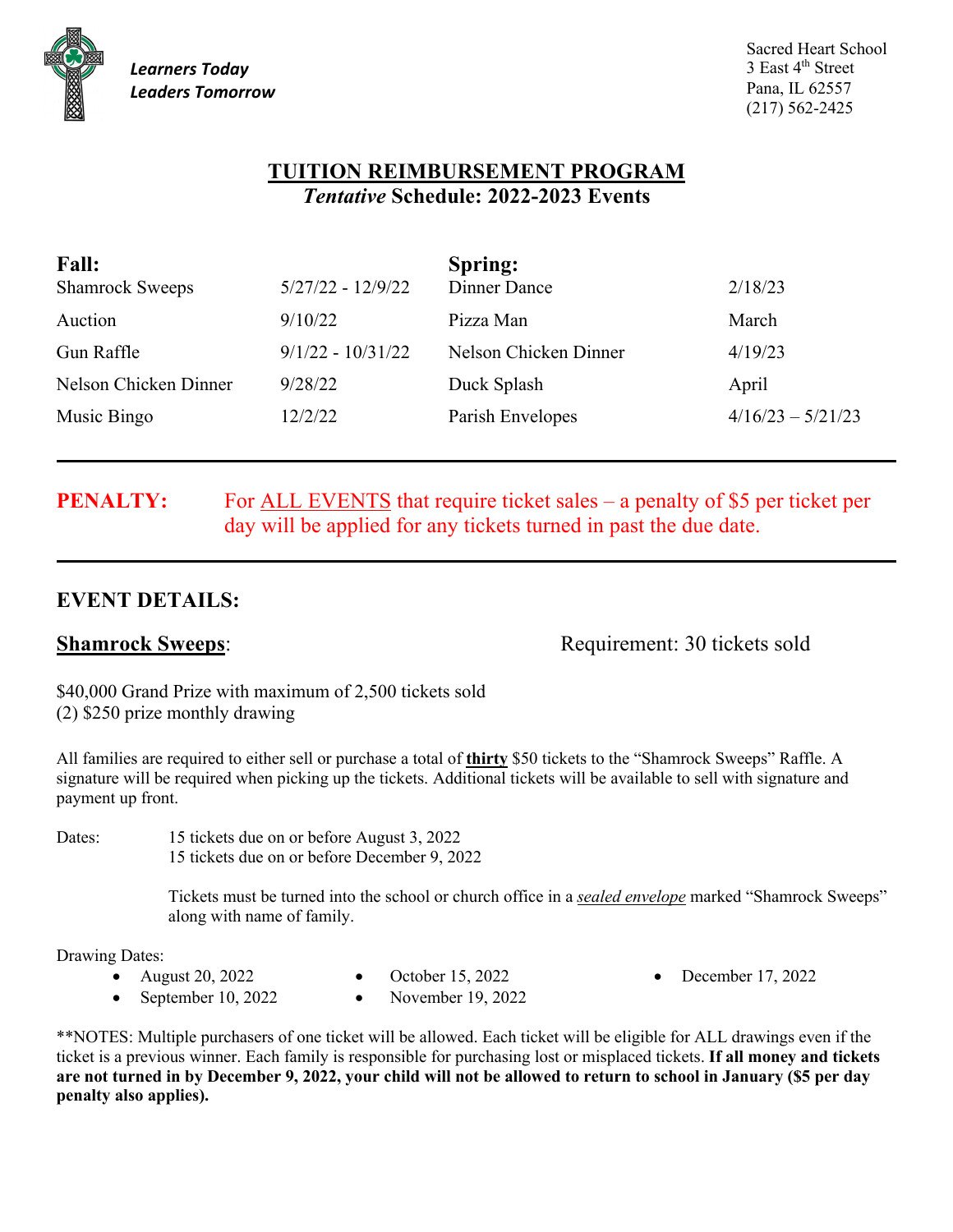*Learners Today*
*Leaders Tomorrow*

Sacred Heart School
3 East 4th Street
Pana, IL 62557
(217) 562-2425

# TUITION REIMBURSEMENT PROGRAM

## *Tentative* Schedule: 2022-2023 Events

| Fall: | | Spring: | |
|---|---|---|---|
| Shamrock Sweeps | 5/27/22 - 12/9/22 | Dinner Dance | 2/18/23 |
| Auction | 9/10/22 | Pizza Man | March |
| Gun Raffle | 9/1/22 - 10/31/22 | Nelson Chicken Dinner | 4/19/23 |
| Nelson Chicken Dinner | 9/28/22 | Duck Splash | April |
| Music Bingo | 12/2/22 | Parish Envelopes | 4/16/23 – 5/21/23 |

---

**PENALTY:** For ALL EVENTS that require ticket sales – a penalty of $5 per ticket per day will be applied for any tickets turned in past the due date.

---

## EVENT DETAILS:

### Shamrock Sweeps:

Requirement: 30 tickets sold

$40,000 Grand Prize with maximum of 2,500 tickets sold
(2) $250 prize monthly drawing

All families are required to either sell or purchase a total of **thirty** $50 tickets to the "Shamrock Sweeps" Raffle. A signature will be required when picking up the tickets. Additional tickets will be available to sell with signature and payment up front.

Dates: 15 tickets due on or before August 3, 2022
15 tickets due on or before December 9, 2022

Tickets must be turned into the school or church office in a *sealed envelope* marked "Shamrock Sweeps" along with name of family.

Drawing Dates:

- August 20, 2022
- September 10, 2022
- October 15, 2022
- November 19, 2022
- December 17, 2022

**NOTES: Multiple purchasers of one ticket will be allowed. Each ticket will be eligible for ALL drawings even if the ticket is a previous winner. Each family is responsible for purchasing lost or misplaced tickets. **If all money and tickets are not turned in by December 9, 2022, your child will not be allowed to return to school in January ($5 per day penalty also applies).**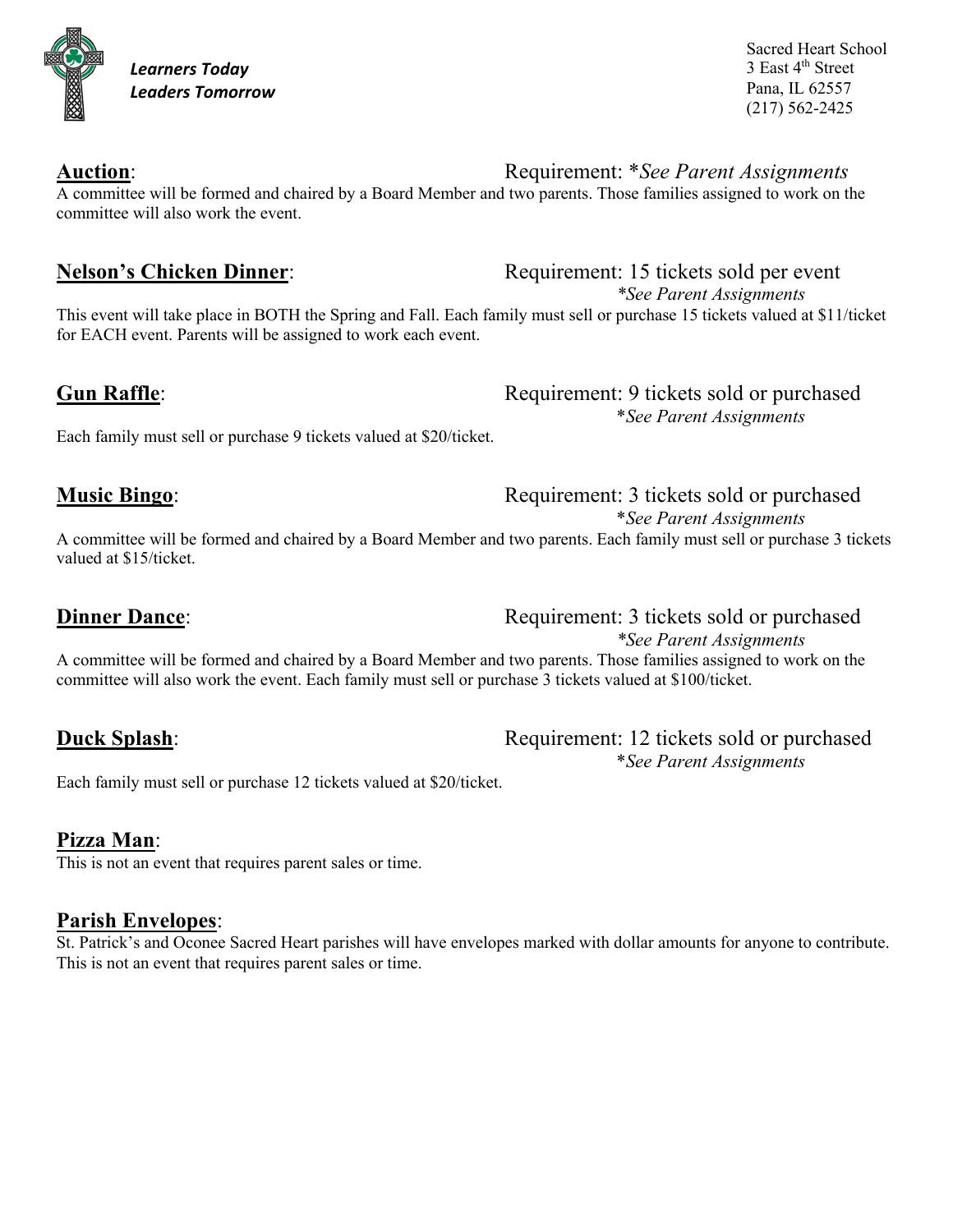*Learners Today*
*Leaders Tomorrow*

Sacred Heart School
3 East 4th Street
Pana, IL 62557
(217) 562-2425

**Auction**: Requirement: **See Parent Assignments*

A committee will be formed and chaired by a Board Member and two parents. Those families assigned to work on the committee will also work the event.

**Nelson's Chicken Dinner**: Requirement: 15 tickets sold per event
**See Parent Assignments*

This event will take place in BOTH the Spring and Fall. Each family must sell or purchase 15 tickets valued at $11/ticket for EACH event. Parents will be assigned to work each event.

**Gun Raffle**: Requirement: 9 tickets sold or purchased
**See Parent Assignments*

Each family must sell or purchase 9 tickets valued at $20/ticket.

**Music Bingo**: Requirement: 3 tickets sold or purchased
**See Parent Assignments*

A committee will be formed and chaired by a Board Member and two parents. Each family must sell or purchase 3 tickets valued at $15/ticket.

**Dinner Dance**: Requirement: 3 tickets sold or purchased
**See Parent Assignments*

A committee will be formed and chaired by a Board Member and two parents. Those families assigned to work on the committee will also work the event. Each family must sell or purchase 3 tickets valued at $100/ticket.

**Duck Splash**: Requirement: 12 tickets sold or purchased
**See Parent Assignments*

Each family must sell or purchase 12 tickets valued at $20/ticket.

**Pizza Man**:

This is not an event that requires parent sales or time.

**Parish Envelopes**:

St. Patrick's and Oconee Sacred Heart parishes will have envelopes marked with dollar amounts for anyone to contribute. This is not an event that requires parent sales or time.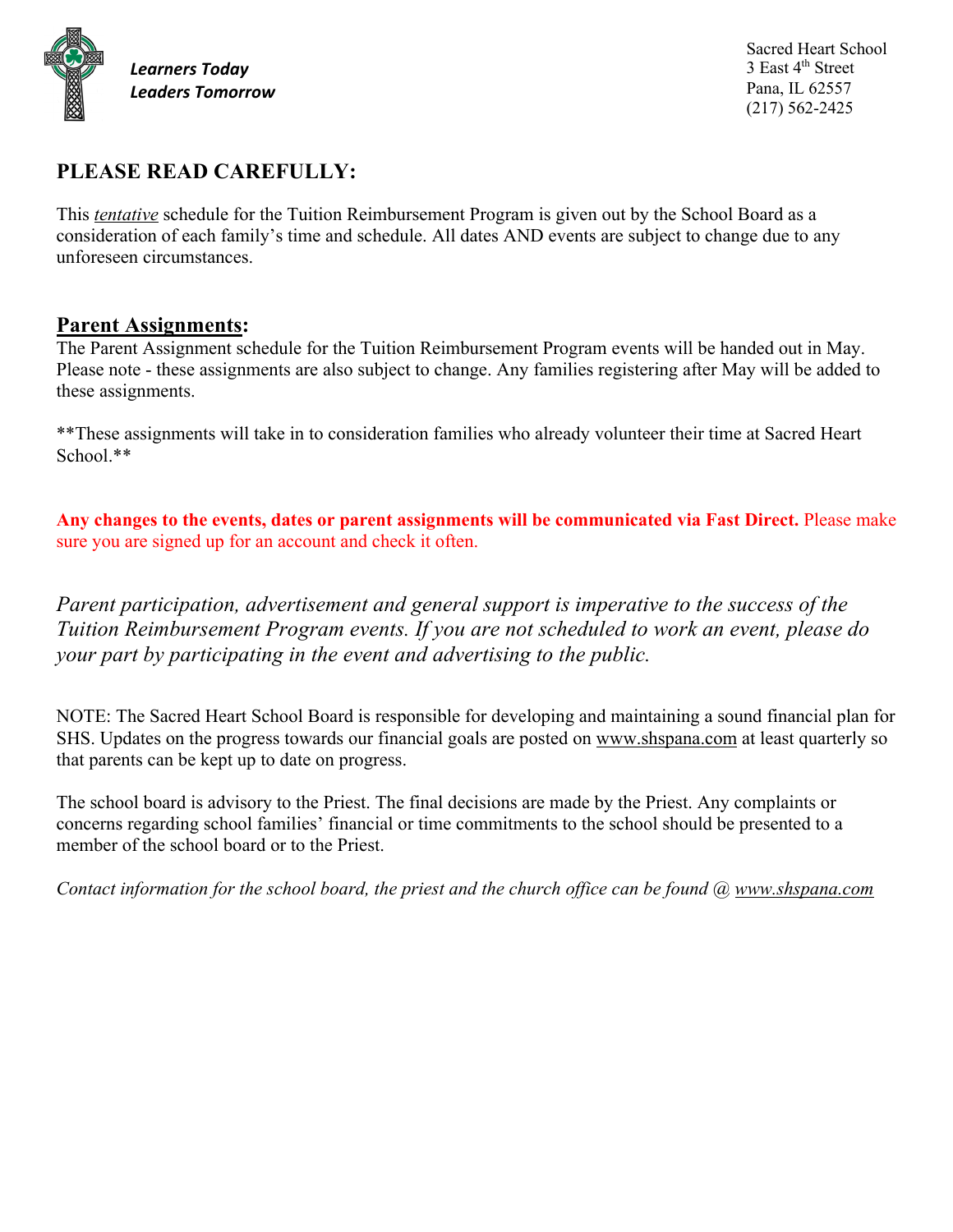*Learners Today*
*Leaders Tomorrow*

Sacred Heart School
3 East 4th Street
Pana, IL 62557
(217) 562-2425

## PLEASE READ CAREFULLY:

This ***tentative*** schedule for the Tuition Reimbursement Program is given out by the School Board as a consideration of each family's time and schedule. All dates AND events are subject to change due to any unforeseen circumstances.

## Parent Assignments:

The Parent Assignment schedule for the Tuition Reimbursement Program events will be handed out in May. Please note - these assignments are also subject to change. Any families registering after May will be added to these assignments.

**These assignments will take in to consideration families who already volunteer their time at Sacred Heart School.**

**Any changes to the events, dates or parent assignments will be communicated via Fast Direct.** Please make sure you are signed up for an account and check it often.

*Parent participation, advertisement and general support is imperative to the success of the Tuition Reimbursement Program events. If you are not scheduled to work an event, please do your part by participating in the event and advertising to the public.*

NOTE: The Sacred Heart School Board is responsible for developing and maintaining a sound financial plan for SHS. Updates on the progress towards our financial goals are posted on www.shspana.com at least quarterly so that parents can be kept up to date on progress.

The school board is advisory to the Priest. The final decisions are made by the Priest. Any complaints or concerns regarding school families' financial or time commitments to the school should be presented to a member of the school board or to the Priest.

*Contact information for the school board, the priest and the church office can be found @ www.shspana.com*